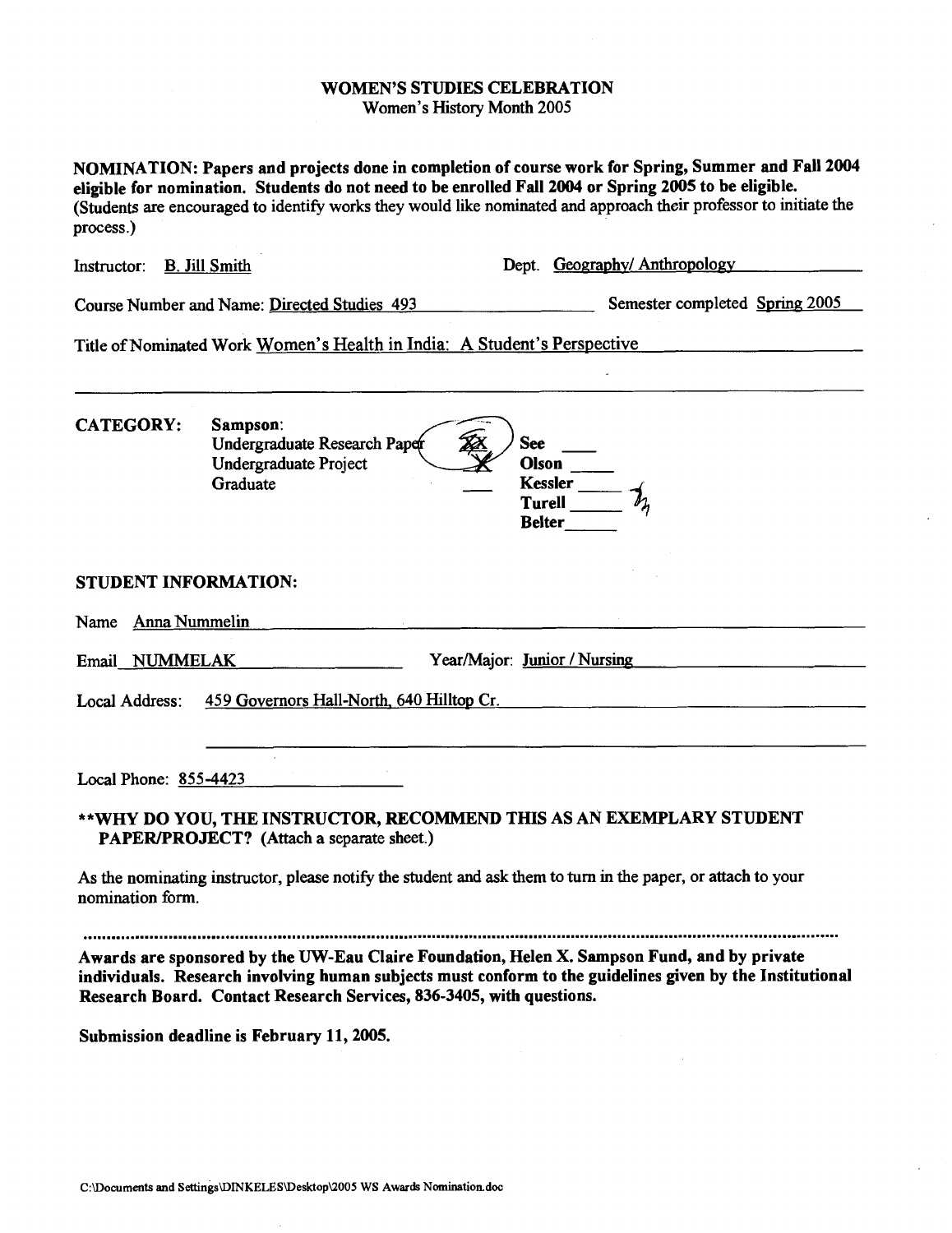# WOMEN'S STUDIES CELEBRATION

Women's History Month 2005

**NOMINATION: Papers and projects done in completion of course work for Spring, Summer and Fall 2004 eligible for nomination. Students do not need to be enrolled Fall 2004 or Spring 2005 to be eligible.** (Students are encouraged to identify works they would like nominated and approach their professor to initiate the process.)

Instructor: B. Jill Smith  Dept. Geography/ Anthropology

Course Number and Name: Directed Studies 493  Semester completed Spring 2005

Title of Nominated Work Women's Health in India: A Student's Perspective

**CATEGORY:**

**Sampson:**
Undergraduate Research Paper XX
Undergraduate Project X
Graduate ___

**See** ___
**Olson** ___
**Kessler** ___
**Turell** ___
**Belter** ___

## STUDENT INFORMATION:

Name Anna Nummelin

Email NUMMELAK  Year/Major: Junior / Nursing

Local Address: 459 Governors Hall-North, 640 Hilltop Cr.

Local Phone: 855-4423

**\*\*WHY DO YOU, THE INSTRUCTOR, RECOMMEND THIS AS AN EXEMPLARY STUDENT PAPER/PROJECT?** (Attach a separate sheet.)

As the nominating instructor, please notify the student and ask them to turn in the paper, or attach to your nomination form.

**Awards are sponsored by the UW-Eau Claire Foundation, Helen X. Sampson Fund, and by private individuals. Research involving human subjects must conform to the guidelines given by the Institutional Research Board. Contact Research Services, 836-3405, with questions.**

**Submission deadline is February 11, 2005.**

C:\Documents and Settings\DINKELES\Desktop\2005 WS Awards Nomination.doc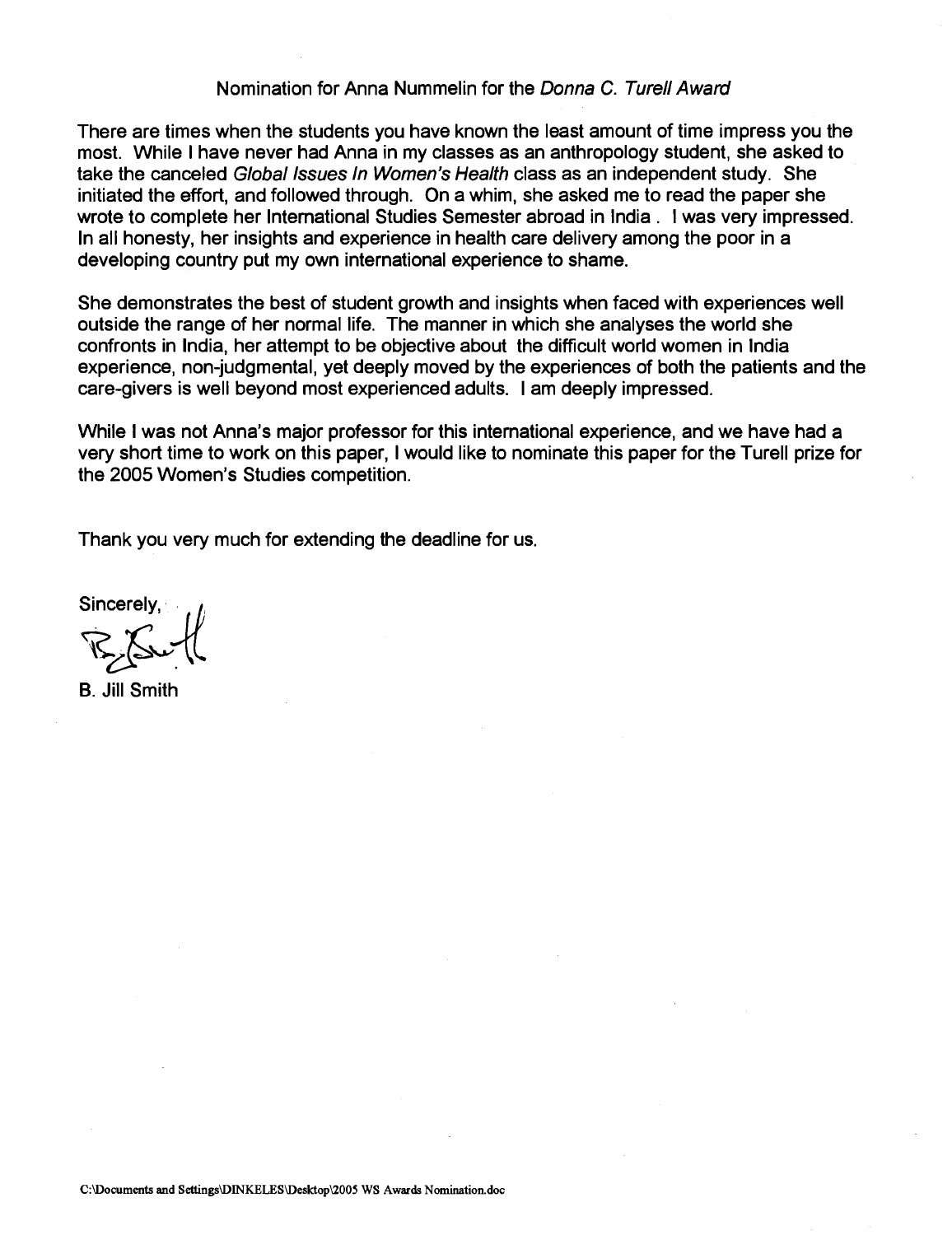Nomination for Anna Nummelin for the *Donna C. Turell Award*

There are times when the students you have known the least amount of time impress you the most. While I have never had Anna in my classes as an anthropology student, she asked to take the canceled *Global Issues In Women's Health* class as an independent study. She initiated the effort, and followed through. On a whim, she asked me to read the paper she wrote to complete her International Studies Semester abroad in India . I was very impressed. In all honesty, her insights and experience in health care delivery among the poor in a developing country put my own international experience to shame.

She demonstrates the best of student growth and insights when faced with experiences well outside the range of her normal life. The manner in which she analyses the world she confronts in India, her attempt to be objective about the difficult world women in India experience, non-judgmental, yet deeply moved by the experiences of both the patients and the care-givers is well beyond most experienced adults. I am deeply impressed.

While I was not Anna's major professor for this international experience, and we have had a very short time to work on this paper, I would like to nominate this paper for the Turell prize for the 2005 Women's Studies competition.

Thank you very much for extending the deadline for us.

Sincerely,

B. Jill Smith

C:\Documents and Settings\DINKELES\Desktop\2005 WS Awards Nomination.doc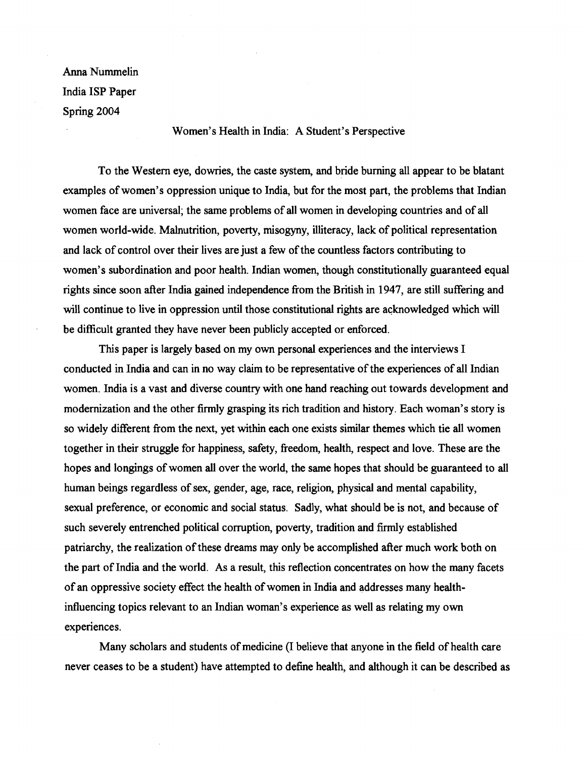Anna Nummelin
India ISP Paper
Spring 2004

# Women's Health in India: A Student's Perspective

To the Western eye, dowries, the caste system, and bride burning all appear to be blatant examples of women's oppression unique to India, but for the most part, the problems that Indian women face are universal; the same problems of all women in developing countries and of all women world-wide. Malnutrition, poverty, misogyny, illiteracy, lack of political representation and lack of control over their lives are just a few of the countless factors contributing to women's subordination and poor health. Indian women, though constitutionally guaranteed equal rights since soon after India gained independence from the British in 1947, are still suffering and will continue to live in oppression until those constitutional rights are acknowledged which will be difficult granted they have never been publicly accepted or enforced.

This paper is largely based on my own personal experiences and the interviews I conducted in India and can in no way claim to be representative of the experiences of all Indian women. India is a vast and diverse country with one hand reaching out towards development and modernization and the other firmly grasping its rich tradition and history. Each woman's story is so widely different from the next, yet within each one exists similar themes which tie all women together in their struggle for happiness, safety, freedom, health, respect and love. These are the hopes and longings of women all over the world, the same hopes that should be guaranteed to all human beings regardless of sex, gender, age, race, religion, physical and mental capability, sexual preference, or economic and social status. Sadly, what should be is not, and because of such severely entrenched political corruption, poverty, tradition and firmly established patriarchy, the realization of these dreams may only be accomplished after much work both on the part of India and the world. As a result, this reflection concentrates on how the many facets of an oppressive society effect the health of women in India and addresses many health-influencing topics relevant to an Indian woman's experience as well as relating my own experiences.

Many scholars and students of medicine (I believe that anyone in the field of health care never ceases to be a student) have attempted to define health, and although it can be described as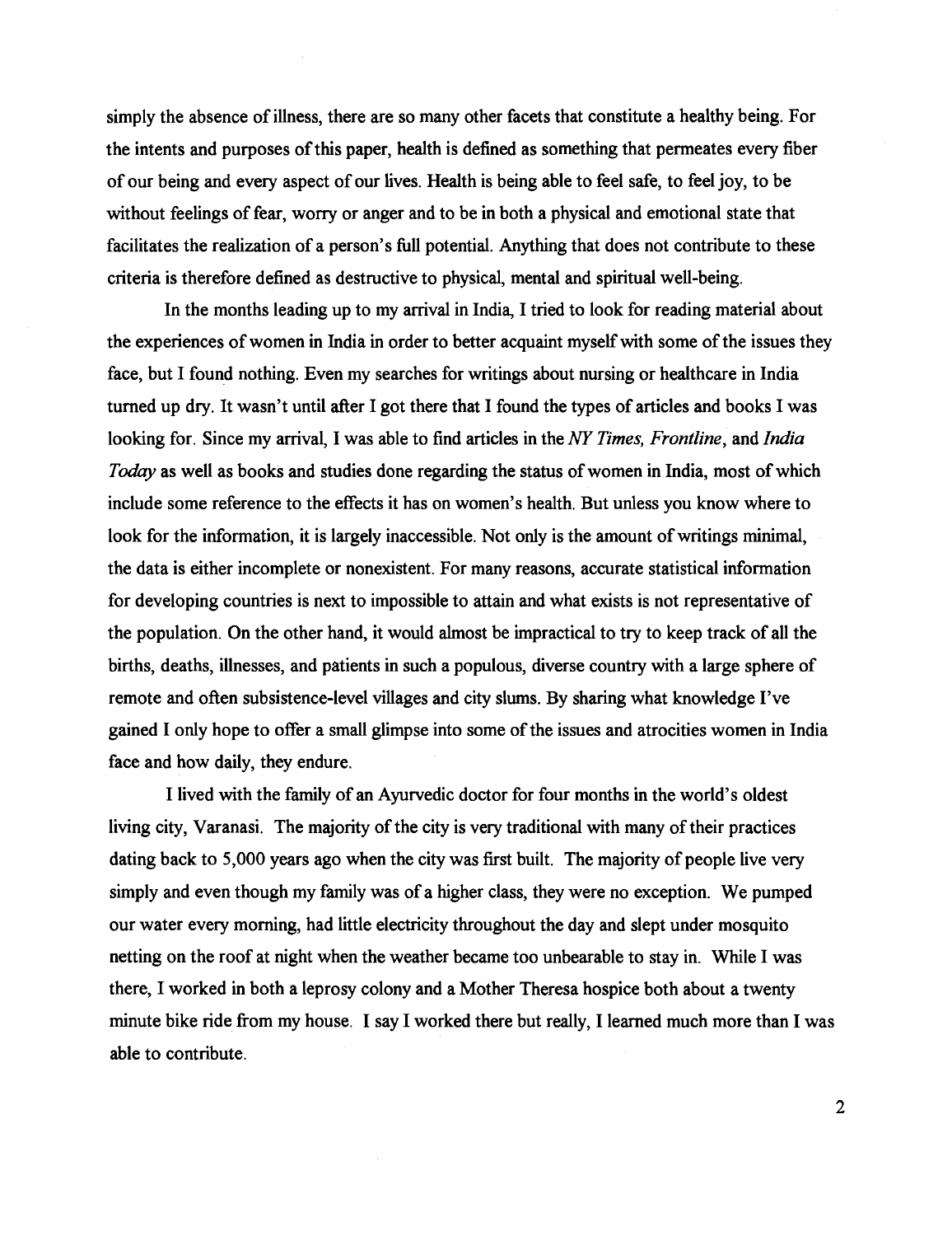simply the absence of illness, there are so many other facets that constitute a healthy being. For the intents and purposes of this paper, health is defined as something that permeates every fiber of our being and every aspect of our lives. Health is being able to feel safe, to feel joy, to be without feelings of fear, worry or anger and to be in both a physical and emotional state that facilitates the realization of a person's full potential. Anything that does not contribute to these criteria is therefore defined as destructive to physical, mental and spiritual well-being.

In the months leading up to my arrival in India, I tried to look for reading material about the experiences of women in India in order to better acquaint myself with some of the issues they face, but I found nothing. Even my searches for writings about nursing or healthcare in India turned up dry. It wasn't until after I got there that I found the types of articles and books I was looking for. Since my arrival, I was able to find articles in the *NY Times*, *Frontline*, and *India Today* as well as books and studies done regarding the status of women in India, most of which include some reference to the effects it has on women's health. But unless you know where to look for the information, it is largely inaccessible. Not only is the amount of writings minimal, the data is either incomplete or nonexistent. For many reasons, accurate statistical information for developing countries is next to impossible to attain and what exists is not representative of the population. On the other hand, it would almost be impractical to try to keep track of all the births, deaths, illnesses, and patients in such a populous, diverse country with a large sphere of remote and often subsistence-level villages and city slums. By sharing what knowledge I've gained I only hope to offer a small glimpse into some of the issues and atrocities women in India face and how daily, they endure.

I lived with the family of an Ayurvedic doctor for four months in the world's oldest living city, Varanasi. The majority of the city is very traditional with many of their practices dating back to 5,000 years ago when the city was first built. The majority of people live very simply and even though my family was of a higher class, they were no exception. We pumped our water every morning, had little electricity throughout the day and slept under mosquito netting on the roof at night when the weather became too unbearable to stay in. While I was there, I worked in both a leprosy colony and a Mother Theresa hospice both about a twenty minute bike ride from my house. I say I worked there but really, I learned much more than I was able to contribute.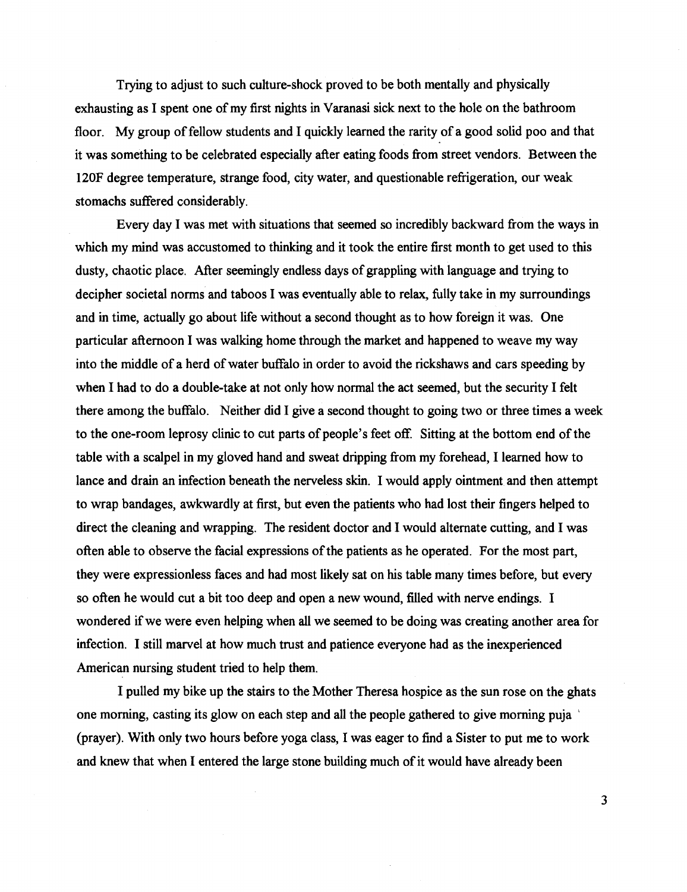Trying to adjust to such culture-shock proved to be both mentally and physically exhausting as I spent one of my first nights in Varanasi sick next to the hole on the bathroom floor. My group of fellow students and I quickly learned the rarity of a good solid poo and that it was something to be celebrated especially after eating foods from street vendors. Between the 120F degree temperature, strange food, city water, and questionable refrigeration, our weak stomachs suffered considerably.

Every day I was met with situations that seemed so incredibly backward from the ways in which my mind was accustomed to thinking and it took the entire first month to get used to this dusty, chaotic place. After seemingly endless days of grappling with language and trying to decipher societal norms and taboos I was eventually able to relax, fully take in my surroundings and in time, actually go about life without a second thought as to how foreign it was. One particular afternoon I was walking home through the market and happened to weave my way into the middle of a herd of water buffalo in order to avoid the rickshaws and cars speeding by when I had to do a double-take at not only how normal the act seemed, but the security I felt there among the buffalo. Neither did I give a second thought to going two or three times a week to the one-room leprosy clinic to cut parts of people's feet off. Sitting at the bottom end of the table with a scalpel in my gloved hand and sweat dripping from my forehead, I learned how to lance and drain an infection beneath the nerveless skin. I would apply ointment and then attempt to wrap bandages, awkwardly at first, but even the patients who had lost their fingers helped to direct the cleaning and wrapping. The resident doctor and I would alternate cutting, and I was often able to observe the facial expressions of the patients as he operated. For the most part, they were expressionless faces and had most likely sat on his table many times before, but every so often he would cut a bit too deep and open a new wound, filled with nerve endings. I wondered if we were even helping when all we seemed to be doing was creating another area for infection. I still marvel at how much trust and patience everyone had as the inexperienced American nursing student tried to help them.

I pulled my bike up the stairs to the Mother Theresa hospice as the sun rose on the ghats one morning, casting its glow on each step and all the people gathered to give morning puja (prayer). With only two hours before yoga class, I was eager to find a Sister to put me to work and knew that when I entered the large stone building much of it would have already been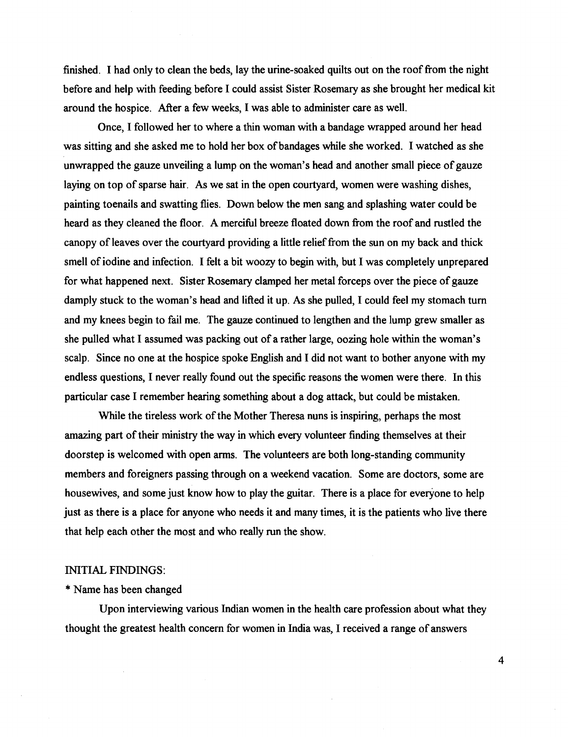finished. I had only to clean the beds, lay the urine-soaked quilts out on the roof from the night before and help with feeding before I could assist Sister Rosemary as she brought her medical kit around the hospice. After a few weeks, I was able to administer care as well.

Once, I followed her to where a thin woman with a bandage wrapped around her head was sitting and she asked me to hold her box of bandages while she worked. I watched as she unwrapped the gauze unveiling a lump on the woman's head and another small piece of gauze laying on top of sparse hair. As we sat in the open courtyard, women were washing dishes, painting toenails and swatting flies. Down below the men sang and splashing water could be heard as they cleaned the floor. A merciful breeze floated down from the roof and rustled the canopy of leaves over the courtyard providing a little relief from the sun on my back and thick smell of iodine and infection. I felt a bit woozy to begin with, but I was completely unprepared for what happened next. Sister Rosemary clamped her metal forceps over the piece of gauze damply stuck to the woman's head and lifted it up. As she pulled, I could feel my stomach turn and my knees begin to fail me. The gauze continued to lengthen and the lump grew smaller as she pulled what I assumed was packing out of a rather large, oozing hole within the woman's scalp. Since no one at the hospice spoke English and I did not want to bother anyone with my endless questions, I never really found out the specific reasons the women were there. In this particular case I remember hearing something about a dog attack, but could be mistaken.

While the tireless work of the Mother Theresa nuns is inspiring, perhaps the most amazing part of their ministry the way in which every volunteer finding themselves at their doorstep is welcomed with open arms. The volunteers are both long-standing community members and foreigners passing through on a weekend vacation. Some are doctors, some are housewives, and some just know how to play the guitar. There is a place for everyone to help just as there is a place for anyone who needs it and many times, it is the patients who live there that help each other the most and who really run the show.

INITIAL FINDINGS:

* Name has been changed

Upon interviewing various Indian women in the health care profession about what they thought the greatest health concern for women in India was, I received a range of answers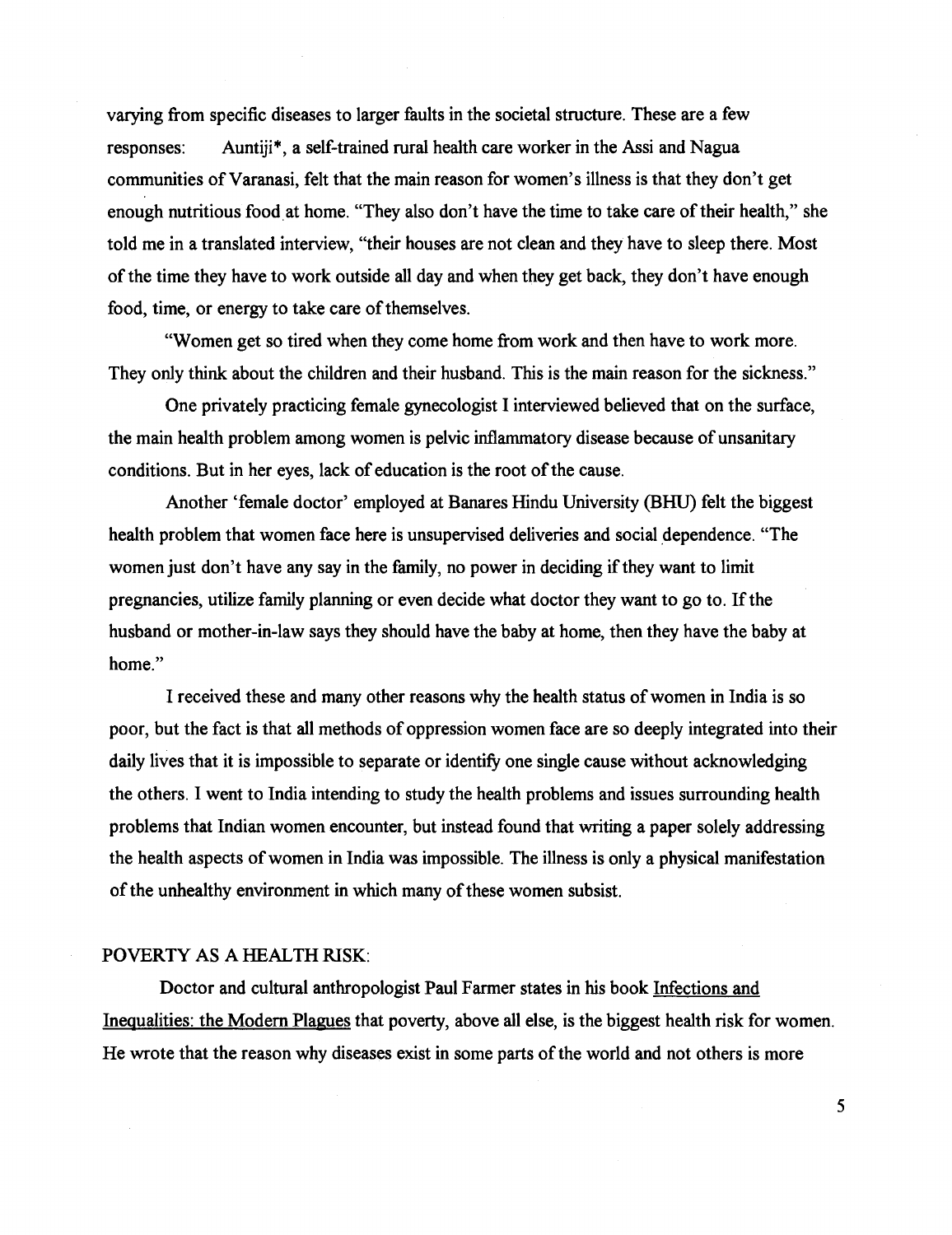varying from specific diseases to larger faults in the societal structure. These are a few responses: Auntiji*, a self-trained rural health care worker in the Assi and Nagua communities of Varanasi, felt that the main reason for women's illness is that they don't get enough nutritious food at home. "They also don't have the time to take care of their health," she told me in a translated interview, "their houses are not clean and they have to sleep there. Most of the time they have to work outside all day and when they get back, they don't have enough food, time, or energy to take care of themselves.

"Women get so tired when they come home from work and then have to work more. They only think about the children and their husband. This is the main reason for the sickness."

One privately practicing female gynecologist I interviewed believed that on the surface, the main health problem among women is pelvic inflammatory disease because of unsanitary conditions. But in her eyes, lack of education is the root of the cause.

Another 'female doctor' employed at Banares Hindu University (BHU) felt the biggest health problem that women face here is unsupervised deliveries and social dependence. "The women just don't have any say in the family, no power in deciding if they want to limit pregnancies, utilize family planning or even decide what doctor they want to go to. If the husband or mother-in-law says they should have the baby at home, then they have the baby at home."

I received these and many other reasons why the health status of women in India is so poor, but the fact is that all methods of oppression women face are so deeply integrated into their daily lives that it is impossible to separate or identify one single cause without acknowledging the others. I went to India intending to study the health problems and issues surrounding health problems that Indian women encounter, but instead found that writing a paper solely addressing the health aspects of women in India was impossible. The illness is only a physical manifestation of the unhealthy environment in which many of these women subsist.

## POVERTY AS A HEALTH RISK:

Doctor and cultural anthropologist Paul Farmer states in his book Infections and Inequalities: the Modern Plagues that poverty, above all else, is the biggest health risk for women. He wrote that the reason why diseases exist in some parts of the world and not others is more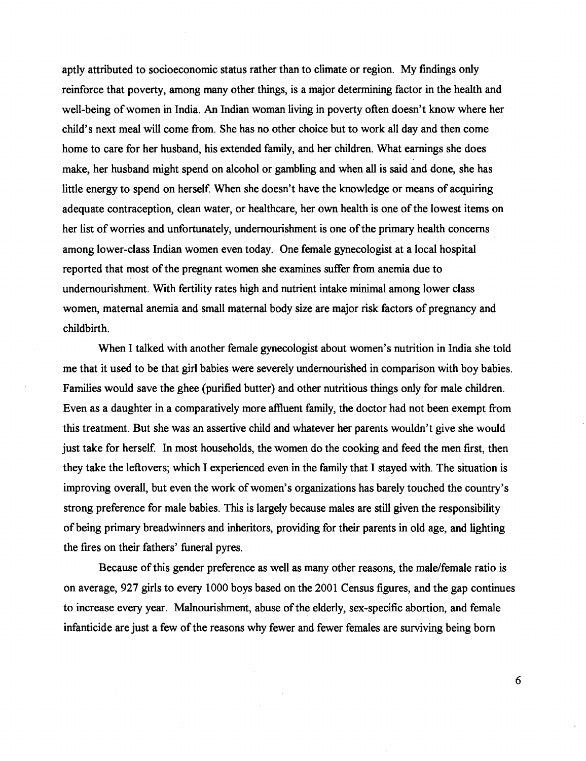aptly attributed to socioeconomic status rather than to climate or region. My findings only reinforce that poverty, among many other things, is a major determining factor in the health and well-being of women in India. An Indian woman living in poverty often doesn't know where her child's next meal will come from. She has no other choice but to work all day and then come home to care for her husband, his extended family, and her children. What earnings she does make, her husband might spend on alcohol or gambling and when all is said and done, she has little energy to spend on herself. When she doesn't have the knowledge or means of acquiring adequate contraception, clean water, or healthcare, her own health is one of the lowest items on her list of worries and unfortunately, undernourishment is one of the primary health concerns among lower-class Indian women even today. One female gynecologist at a local hospital reported that most of the pregnant women she examines suffer from anemia due to undernourishment. With fertility rates high and nutrient intake minimal among lower class women, maternal anemia and small maternal body size are major risk factors of pregnancy and childbirth.

When I talked with another female gynecologist about women's nutrition in India she told me that it used to be that girl babies were severely undernourished in comparison with boy babies. Families would save the ghee (purified butter) and other nutritious things only for male children. Even as a daughter in a comparatively more affluent family, the doctor had not been exempt from this treatment. But she was an assertive child and whatever her parents wouldn't give she would just take for herself. In most households, the women do the cooking and feed the men first, then they take the leftovers; which I experienced even in the family that I stayed with. The situation is improving overall, but even the work of women's organizations has barely touched the country's strong preference for male babies. This is largely because males are still given the responsibility of being primary breadwinners and inheritors, providing for their parents in old age, and lighting the fires on their fathers' funeral pyres.

Because of this gender preference as well as many other reasons, the male/female ratio is on average, 927 girls to every 1000 boys based on the 2001 Census figures, and the gap continues to increase every year. Malnourishment, abuse of the elderly, sex-specific abortion, and female infanticide are just a few of the reasons why fewer and fewer females are surviving being born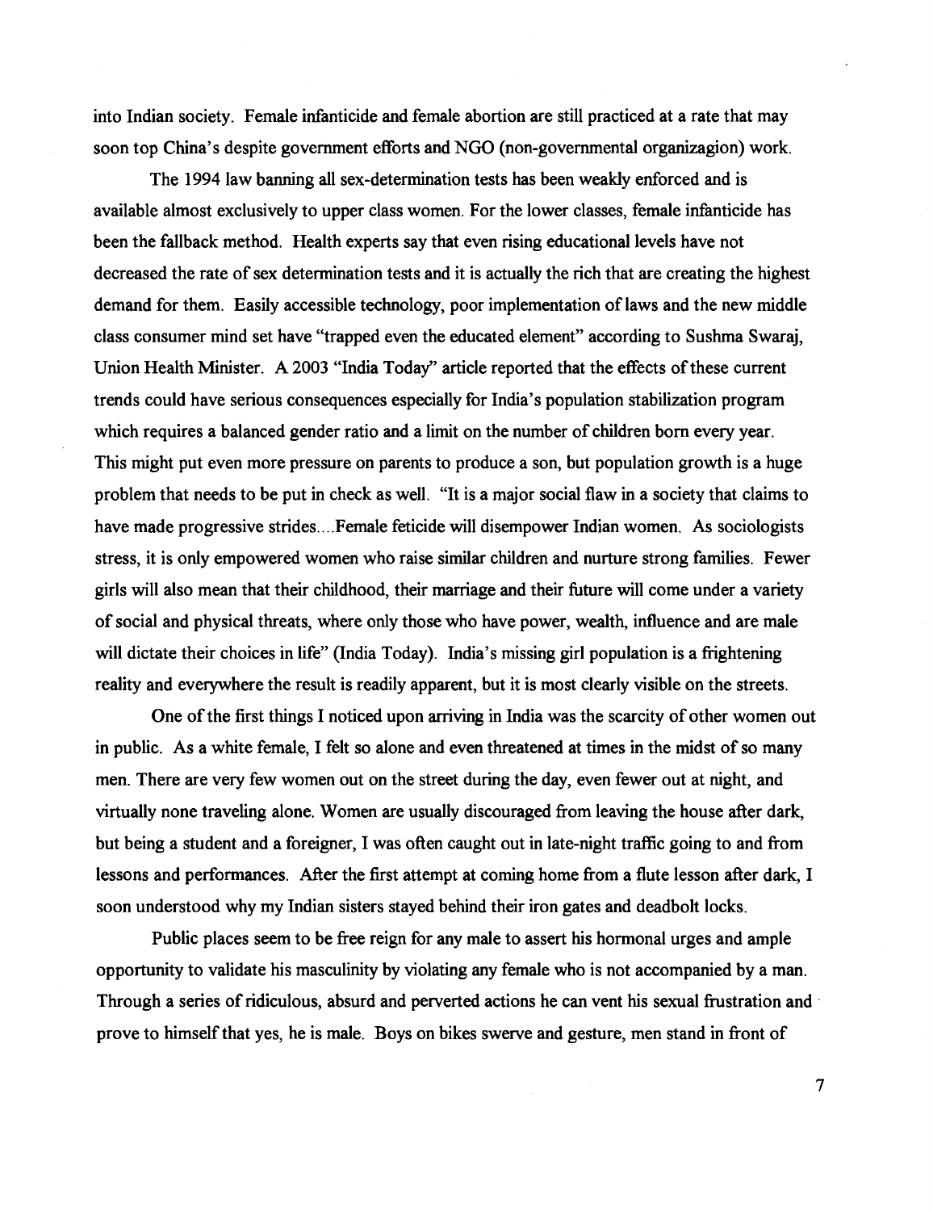into Indian society. Female infanticide and female abortion are still practiced at a rate that may soon top China's despite government efforts and NGO (non-governmental organizagion) work.

The 1994 law banning all sex-determination tests has been weakly enforced and is available almost exclusively to upper class women. For the lower classes, female infanticide has been the fallback method. Health experts say that even rising educational levels have not decreased the rate of sex determination tests and it is actually the rich that are creating the highest demand for them. Easily accessible technology, poor implementation of laws and the new middle class consumer mind set have "trapped even the educated element" according to Sushma Swaraj, Union Health Minister. A 2003 "India Today" article reported that the effects of these current trends could have serious consequences especially for India's population stabilization program which requires a balanced gender ratio and a limit on the number of children born every year. This might put even more pressure on parents to produce a son, but population growth is a huge problem that needs to be put in check as well. "It is a major social flaw in a society that claims to have made progressive strides....Female feticide will disempower Indian women. As sociologists stress, it is only empowered women who raise similar children and nurture strong families. Fewer girls will also mean that their childhood, their marriage and their future will come under a variety of social and physical threats, where only those who have power, wealth, influence and are male will dictate their choices in life" (India Today). India's missing girl population is a frightening reality and everywhere the result is readily apparent, but it is most clearly visible on the streets.

One of the first things I noticed upon arriving in India was the scarcity of other women out in public. As a white female, I felt so alone and even threatened at times in the midst of so many men. There are very few women out on the street during the day, even fewer out at night, and virtually none traveling alone. Women are usually discouraged from leaving the house after dark, but being a student and a foreigner, I was often caught out in late-night traffic going to and from lessons and performances. After the first attempt at coming home from a flute lesson after dark, I soon understood why my Indian sisters stayed behind their iron gates and deadbolt locks.

Public places seem to be free reign for any male to assert his hormonal urges and ample opportunity to validate his masculinity by violating any female who is not accompanied by a man. Through a series of ridiculous, absurd and perverted actions he can vent his sexual frustration and prove to himself that yes, he is male. Boys on bikes swerve and gesture, men stand in front of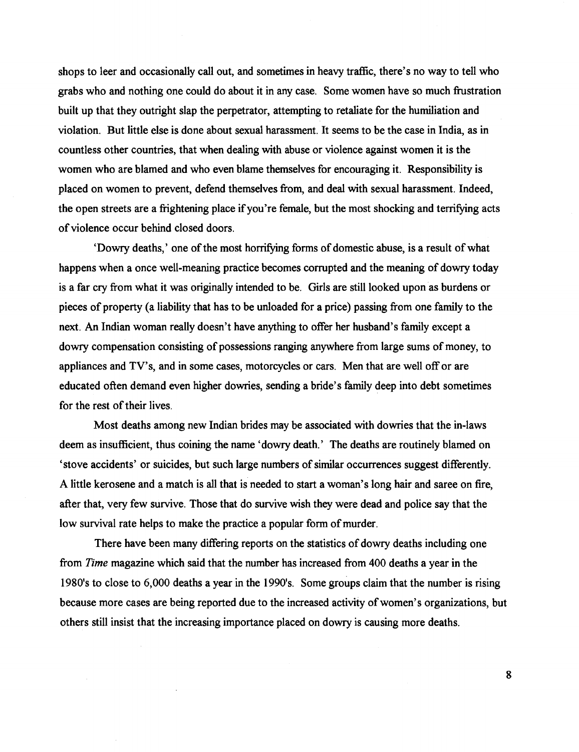shops to leer and occasionally call out, and sometimes in heavy traffic, there's no way to tell who grabs who and nothing one could do about it in any case. Some women have so much frustration built up that they outright slap the perpetrator, attempting to retaliate for the humiliation and violation. But little else is done about sexual harassment. It seems to be the case in India, as in countless other countries, that when dealing with abuse or violence against women it is the women who are blamed and who even blame themselves for encouraging it. Responsibility is placed on women to prevent, defend themselves from, and deal with sexual harassment. Indeed, the open streets are a frightening place if you're female, but the most shocking and terrifying acts of violence occur behind closed doors.

'Dowry deaths,' one of the most horrifying forms of domestic abuse, is a result of what happens when a once well-meaning practice becomes corrupted and the meaning of dowry today is a far cry from what it was originally intended to be. Girls are still looked upon as burdens or pieces of property (a liability that has to be unloaded for a price) passing from one family to the next. An Indian woman really doesn't have anything to offer her husband's family except a dowry compensation consisting of possessions ranging anywhere from large sums of money, to appliances and TV's, and in some cases, motorcycles or cars. Men that are well off or are educated often demand even higher dowries, sending a bride's family deep into debt sometimes for the rest of their lives.

Most deaths among new Indian brides may be associated with dowries that the in-laws deem as insufficient, thus coining the name 'dowry death.' The deaths are routinely blamed on 'stove accidents' or suicides, but such large numbers of similar occurrences suggest differently. A little kerosene and a match is all that is needed to start a woman's long hair and saree on fire, after that, very few survive. Those that do survive wish they were dead and police say that the low survival rate helps to make the practice a popular form of murder.

There have been many differing reports on the statistics of dowry deaths including one from *Time* magazine which said that the number has increased from 400 deaths a year in the 1980's to close to 6,000 deaths a year in the 1990's. Some groups claim that the number is rising because more cases are being reported due to the increased activity of women's organizations, but others still insist that the increasing importance placed on dowry is causing more deaths.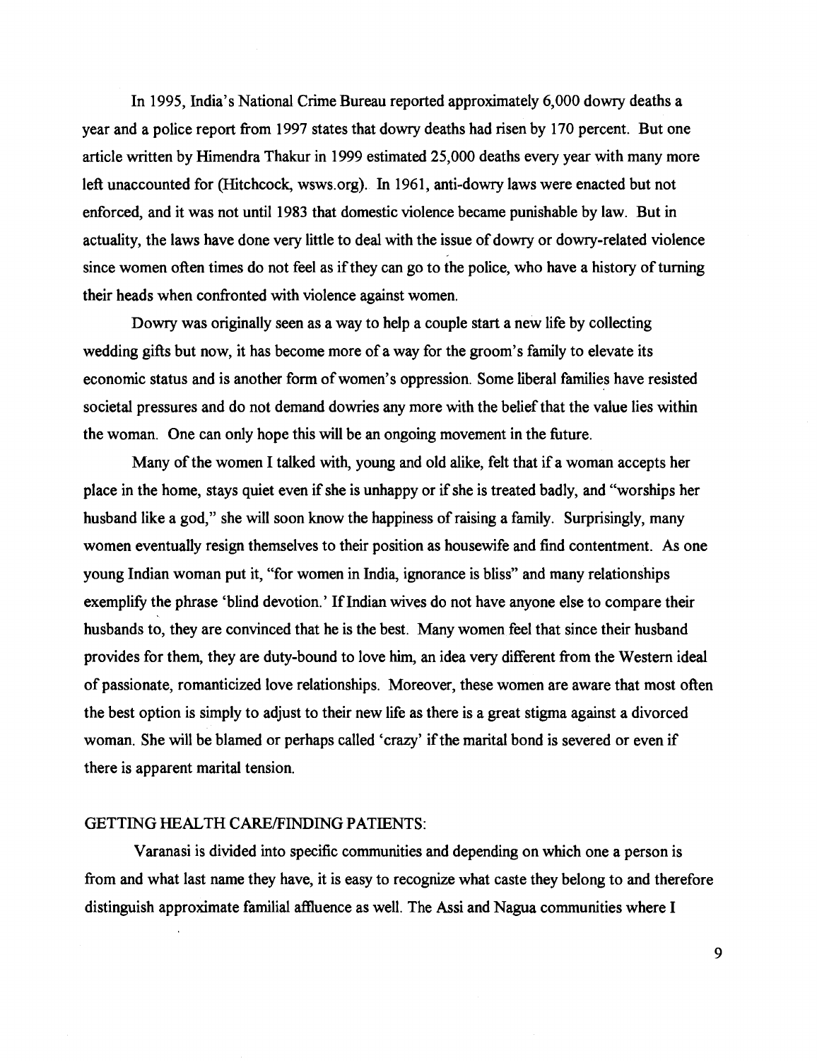In 1995, India's National Crime Bureau reported approximately 6,000 dowry deaths a year and a police report from 1997 states that dowry deaths had risen by 170 percent. But one article written by Himendra Thakur in 1999 estimated 25,000 deaths every year with many more left unaccounted for (Hitchcock, wsws.org). In 1961, anti-dowry laws were enacted but not enforced, and it was not until 1983 that domestic violence became punishable by law. But in actuality, the laws have done very little to deal with the issue of dowry or dowry-related violence since women often times do not feel as if they can go to the police, who have a history of turning their heads when confronted with violence against women.

Dowry was originally seen as a way to help a couple start a new life by collecting wedding gifts but now, it has become more of a way for the groom's family to elevate its economic status and is another form of women's oppression. Some liberal families have resisted societal pressures and do not demand dowries any more with the belief that the value lies within the woman. One can only hope this will be an ongoing movement in the future.

Many of the women I talked with, young and old alike, felt that if a woman accepts her place in the home, stays quiet even if she is unhappy or if she is treated badly, and "worships her husband like a god," she will soon know the happiness of raising a family. Surprisingly, many women eventually resign themselves to their position as housewife and find contentment. As one young Indian woman put it, "for women in India, ignorance is bliss" and many relationships exemplify the phrase 'blind devotion.' If Indian wives do not have anyone else to compare their husbands to, they are convinced that he is the best. Many women feel that since their husband provides for them, they are duty-bound to love him, an idea very different from the Western ideal of passionate, romanticized love relationships. Moreover, these women are aware that most often the best option is simply to adjust to their new life as there is a great stigma against a divorced woman. She will be blamed or perhaps called 'crazy' if the marital bond is severed or even if there is apparent marital tension.

## GETTING HEALTH CARE/FINDING PATIENTS:

Varanasi is divided into specific communities and depending on which one a person is from and what last name they have, it is easy to recognize what caste they belong to and therefore distinguish approximate familial affluence as well. The Assi and Nagua communities where I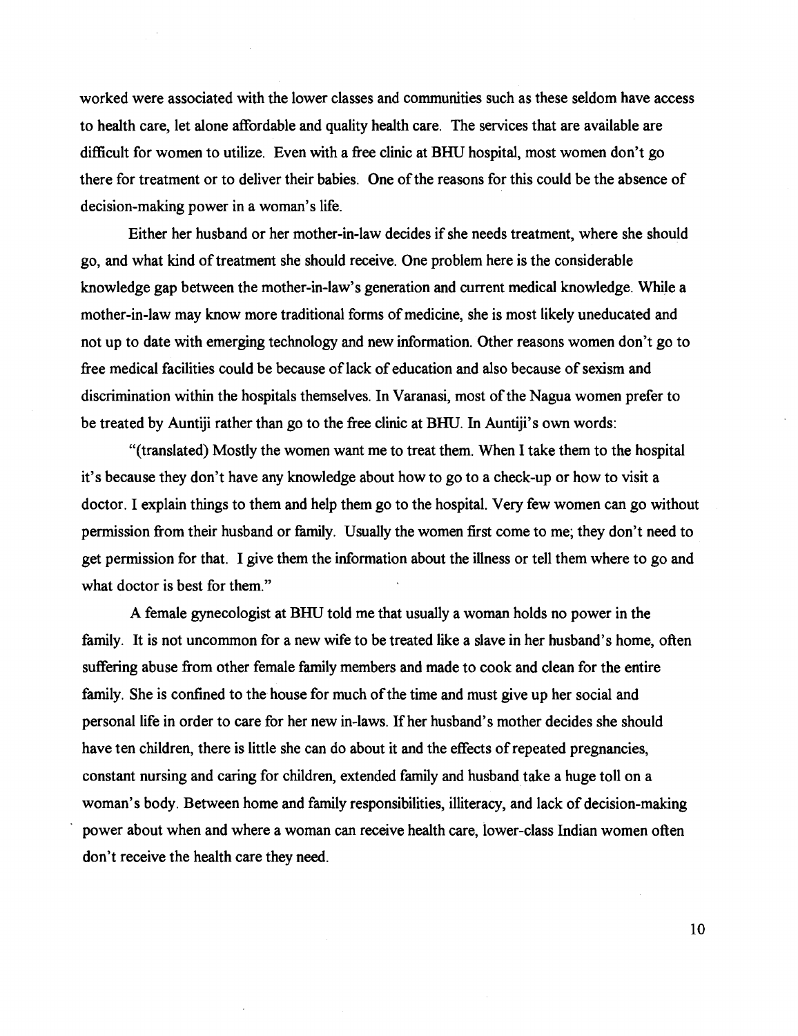worked were associated with the lower classes and communities such as these seldom have access to health care, let alone affordable and quality health care. The services that are available are difficult for women to utilize. Even with a free clinic at BHU hospital, most women don't go there for treatment or to deliver their babies. One of the reasons for this could be the absence of decision-making power in a woman's life.

Either her husband or her mother-in-law decides if she needs treatment, where she should go, and what kind of treatment she should receive. One problem here is the considerable knowledge gap between the mother-in-law's generation and current medical knowledge. While a mother-in-law may know more traditional forms of medicine, she is most likely uneducated and not up to date with emerging technology and new information. Other reasons women don't go to free medical facilities could be because of lack of education and also because of sexism and discrimination within the hospitals themselves. In Varanasi, most of the Nagua women prefer to be treated by Auntiji rather than go to the free clinic at BHU. In Auntiji's own words:

"(translated) Mostly the women want me to treat them. When I take them to the hospital it's because they don't have any knowledge about how to go to a check-up or how to visit a doctor. I explain things to them and help them go to the hospital. Very few women can go without permission from their husband or family. Usually the women first come to me; they don't need to get permission for that. I give them the information about the illness or tell them where to go and what doctor is best for them."

A female gynecologist at BHU told me that usually a woman holds no power in the family. It is not uncommon for a new wife to be treated like a slave in her husband's home, often suffering abuse from other female family members and made to cook and clean for the entire family. She is confined to the house for much of the time and must give up her social and personal life in order to care for her new in-laws. If her husband's mother decides she should have ten children, there is little she can do about it and the effects of repeated pregnancies, constant nursing and caring for children, extended family and husband take a huge toll on a woman's body. Between home and family responsibilities, illiteracy, and lack of decision-making power about when and where a woman can receive health care, lower-class Indian women often don't receive the health care they need.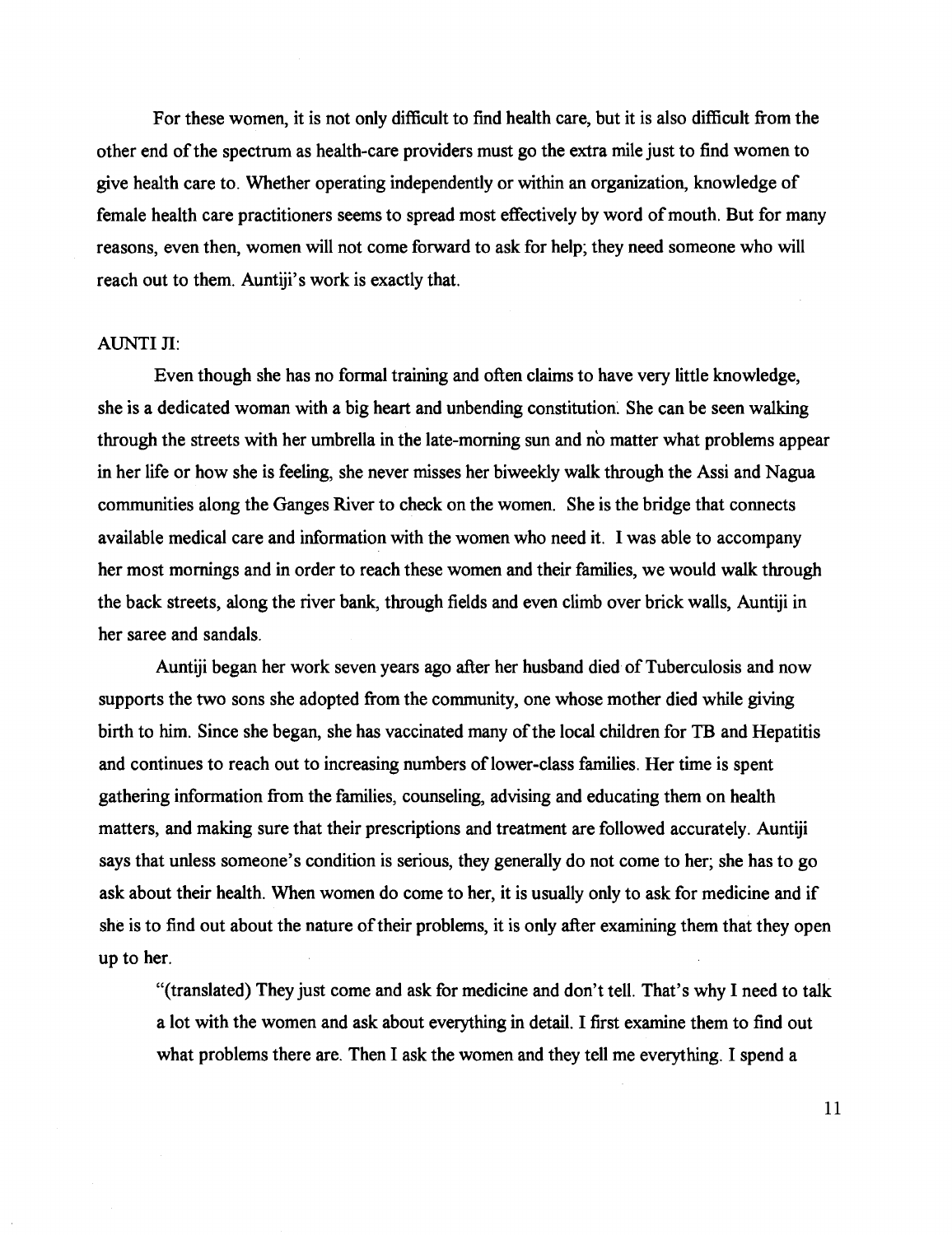For these women, it is not only difficult to find health care, but it is also difficult from the other end of the spectrum as health-care providers must go the extra mile just to find women to give health care to. Whether operating independently or within an organization, knowledge of female health care practitioners seems to spread most effectively by word of mouth. But for many reasons, even then, women will not come forward to ask for help; they need someone who will reach out to them. Auntiji's work is exactly that.

AUNTI JI:

Even though she has no formal training and often claims to have very little knowledge, she is a dedicated woman with a big heart and unbending constitution. She can be seen walking through the streets with her umbrella in the late-morning sun and no matter what problems appear in her life or how she is feeling, she never misses her biweekly walk through the Assi and Nagua communities along the Ganges River to check on the women. She is the bridge that connects available medical care and information with the women who need it. I was able to accompany her most mornings and in order to reach these women and their families, we would walk through the back streets, along the river bank, through fields and even climb over brick walls, Auntiji in her saree and sandals.

Auntiji began her work seven years ago after her husband died of Tuberculosis and now supports the two sons she adopted from the community, one whose mother died while giving birth to him. Since she began, she has vaccinated many of the local children for TB and Hepatitis and continues to reach out to increasing numbers of lower-class families. Her time is spent gathering information from the families, counseling, advising and educating them on health matters, and making sure that their prescriptions and treatment are followed accurately. Auntiji says that unless someone's condition is serious, they generally do not come to her; she has to go ask about their health. When women do come to her, it is usually only to ask for medicine and if she is to find out about the nature of their problems, it is only after examining them that they open up to her.

> "(translated) They just come and ask for medicine and don't tell. That's why I need to talk a lot with the women and ask about everything in detail. I first examine them to find out what problems there are. Then I ask the women and they tell me everything. I spend a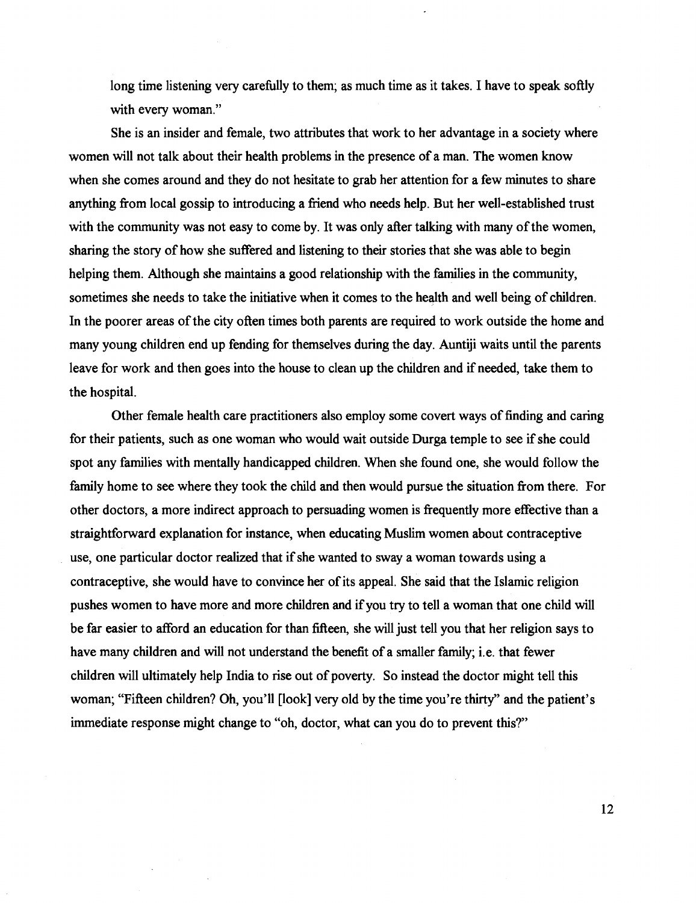long time listening very carefully to them; as much time as it takes. I have to speak softly with every woman."

She is an insider and female, two attributes that work to her advantage in a society where women will not talk about their health problems in the presence of a man. The women know when she comes around and they do not hesitate to grab her attention for a few minutes to share anything from local gossip to introducing a friend who needs help. But her well-established trust with the community was not easy to come by. It was only after talking with many of the women, sharing the story of how she suffered and listening to their stories that she was able to begin helping them. Although she maintains a good relationship with the families in the community, sometimes she needs to take the initiative when it comes to the health and well being of children. In the poorer areas of the city often times both parents are required to work outside the home and many young children end up fending for themselves during the day. Auntiji waits until the parents leave for work and then goes into the house to clean up the children and if needed, take them to the hospital.

Other female health care practitioners also employ some covert ways of finding and caring for their patients, such as one woman who would wait outside Durga temple to see if she could spot any families with mentally handicapped children. When she found one, she would follow the family home to see where they took the child and then would pursue the situation from there. For other doctors, a more indirect approach to persuading women is frequently more effective than a straightforward explanation for instance, when educating Muslim women about contraceptive use, one particular doctor realized that if she wanted to sway a woman towards using a contraceptive, she would have to convince her of its appeal. She said that the Islamic religion pushes women to have more and more children and if you try to tell a woman that one child will be far easier to afford an education for than fifteen, she will just tell you that her religion says to have many children and will not understand the benefit of a smaller family; i.e. that fewer children will ultimately help India to rise out of poverty. So instead the doctor might tell this woman; "Fifteen children? Oh, you'll [look] very old by the time you're thirty" and the patient's immediate response might change to "oh, doctor, what can you do to prevent this?"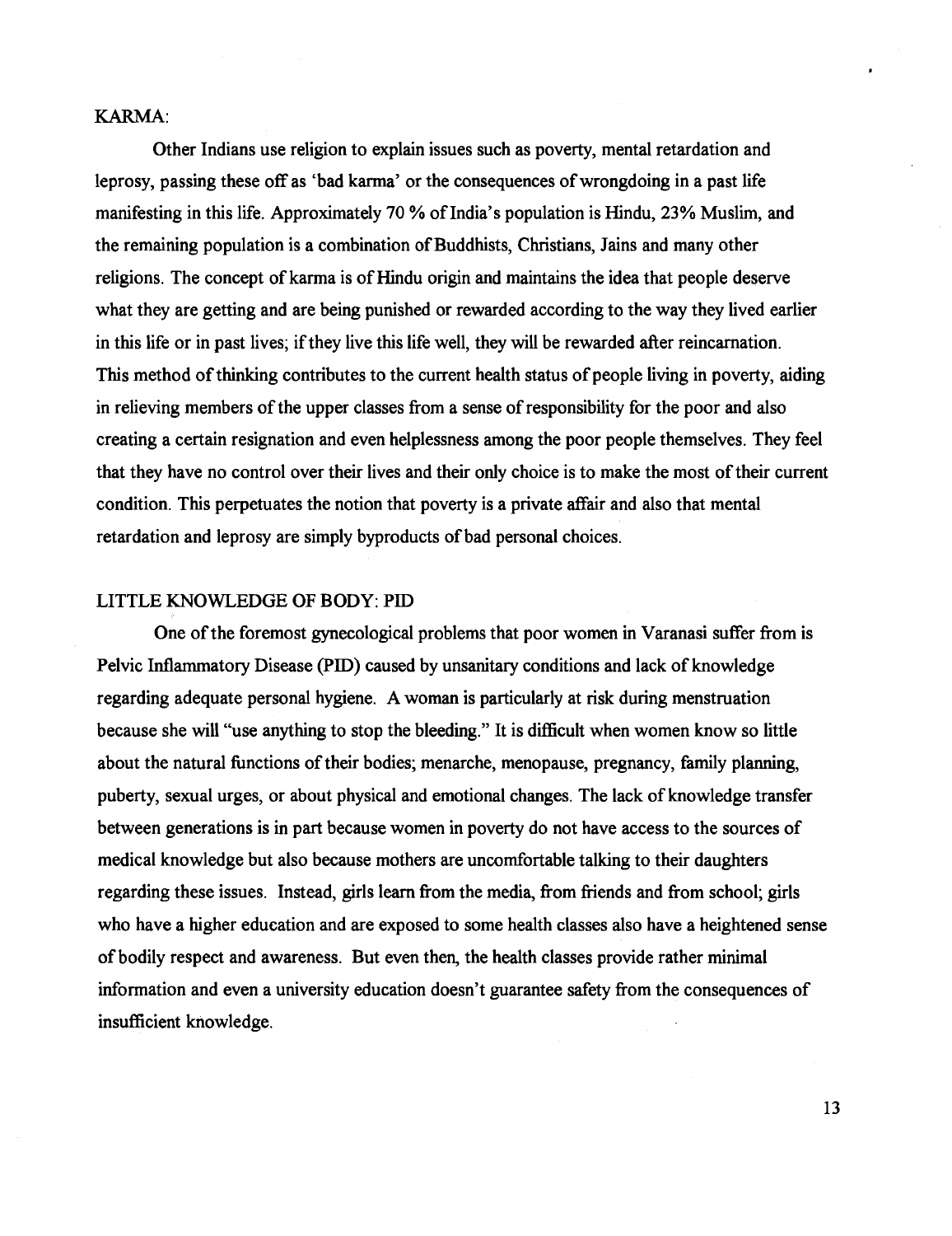## KARMA:

Other Indians use religion to explain issues such as poverty, mental retardation and leprosy, passing these off as 'bad karma' or the consequences of wrongdoing in a past life manifesting in this life. Approximately 70 % of India's population is Hindu, 23% Muslim, and the remaining population is a combination of Buddhists, Christians, Jains and many other religions. The concept of karma is of Hindu origin and maintains the idea that people deserve what they are getting and are being punished or rewarded according to the way they lived earlier in this life or in past lives; if they live this life well, they will be rewarded after reincarnation. This method of thinking contributes to the current health status of people living in poverty, aiding in relieving members of the upper classes from a sense of responsibility for the poor and also creating a certain resignation and even helplessness among the poor people themselves. They feel that they have no control over their lives and their only choice is to make the most of their current condition. This perpetuates the notion that poverty is a private affair and also that mental retardation and leprosy are simply byproducts of bad personal choices.

## LITTLE KNOWLEDGE OF BODY: PID

One of the foremost gynecological problems that poor women in Varanasi suffer from is Pelvic Inflammatory Disease (PID) caused by unsanitary conditions and lack of knowledge regarding adequate personal hygiene. A woman is particularly at risk during menstruation because she will "use anything to stop the bleeding." It is difficult when women know so little about the natural functions of their bodies; menarche, menopause, pregnancy, family planning, puberty, sexual urges, or about physical and emotional changes. The lack of knowledge transfer between generations is in part because women in poverty do not have access to the sources of medical knowledge but also because mothers are uncomfortable talking to their daughters regarding these issues. Instead, girls learn from the media, from friends and from school; girls who have a higher education and are exposed to some health classes also have a heightened sense of bodily respect and awareness. But even then, the health classes provide rather minimal information and even a university education doesn't guarantee safety from the consequences of insufficient knowledge.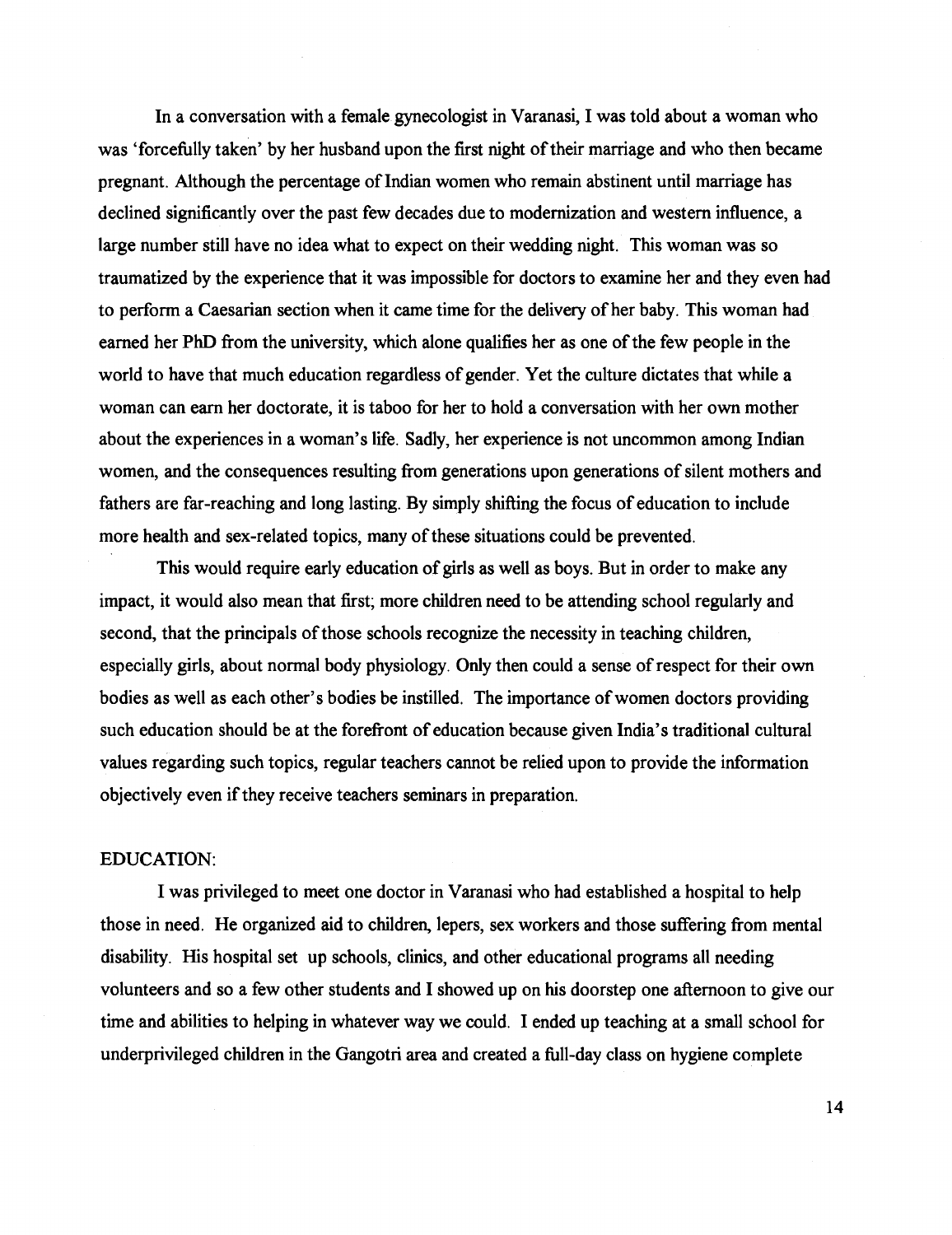In a conversation with a female gynecologist in Varanasi, I was told about a woman who was 'forcefully taken' by her husband upon the first night of their marriage and who then became pregnant. Although the percentage of Indian women who remain abstinent until marriage has declined significantly over the past few decades due to modernization and western influence, a large number still have no idea what to expect on their wedding night. This woman was so traumatized by the experience that it was impossible for doctors to examine her and they even had to perform a Caesarian section when it came time for the delivery of her baby. This woman had earned her PhD from the university, which alone qualifies her as one of the few people in the world to have that much education regardless of gender. Yet the culture dictates that while a woman can earn her doctorate, it is taboo for her to hold a conversation with her own mother about the experiences in a woman's life. Sadly, her experience is not uncommon among Indian women, and the consequences resulting from generations upon generations of silent mothers and fathers are far-reaching and long lasting. By simply shifting the focus of education to include more health and sex-related topics, many of these situations could be prevented.

This would require early education of girls as well as boys. But in order to make any impact, it would also mean that first; more children need to be attending school regularly and second, that the principals of those schools recognize the necessity in teaching children, especially girls, about normal body physiology. Only then could a sense of respect for their own bodies as well as each other's bodies be instilled. The importance of women doctors providing such education should be at the forefront of education because given India's traditional cultural values regarding such topics, regular teachers cannot be relied upon to provide the information objectively even if they receive teachers seminars in preparation.

## EDUCATION:

I was privileged to meet one doctor in Varanasi who had established a hospital to help those in need. He organized aid to children, lepers, sex workers and those suffering from mental disability. His hospital set up schools, clinics, and other educational programs all needing volunteers and so a few other students and I showed up on his doorstep one afternoon to give our time and abilities to helping in whatever way we could. I ended up teaching at a small school for underprivileged children in the Gangotri area and created a full-day class on hygiene complete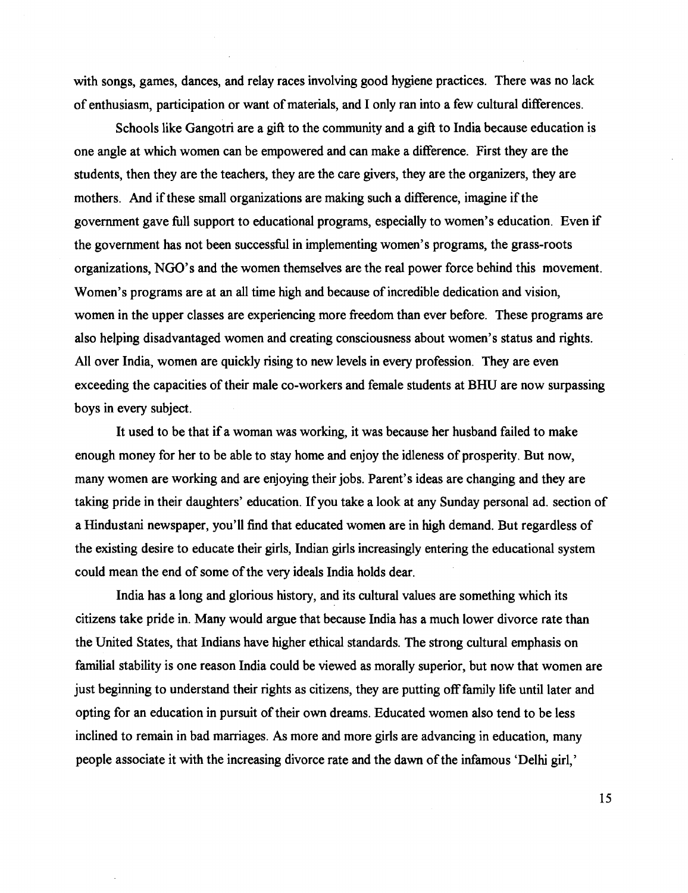with songs, games, dances, and relay races involving good hygiene practices. There was no lack of enthusiasm, participation or want of materials, and I only ran into a few cultural differences.

Schools like Gangotri are a gift to the community and a gift to India because education is one angle at which women can be empowered and can make a difference. First they are the students, then they are the teachers, they are the care givers, they are the organizers, they are mothers. And if these small organizations are making such a difference, imagine if the government gave full support to educational programs, especially to women's education. Even if the government has not been successful in implementing women's programs, the grass-roots organizations, NGO's and the women themselves are the real power force behind this movement. Women's programs are at an all time high and because of incredible dedication and vision, women in the upper classes are experiencing more freedom than ever before. These programs are also helping disadvantaged women and creating consciousness about women's status and rights. All over India, women are quickly rising to new levels in every profession. They are even exceeding the capacities of their male co-workers and female students at BHU are now surpassing boys in every subject.

It used to be that if a woman was working, it was because her husband failed to make enough money for her to be able to stay home and enjoy the idleness of prosperity. But now, many women are working and are enjoying their jobs. Parent's ideas are changing and they are taking pride in their daughters' education. If you take a look at any Sunday personal ad. section of a Hindustani newspaper, you'll find that educated women are in high demand. But regardless of the existing desire to educate their girls, Indian girls increasingly entering the educational system could mean the end of some of the very ideals India holds dear.

India has a long and glorious history, and its cultural values are something which its citizens take pride in. Many would argue that because India has a much lower divorce rate than the United States, that Indians have higher ethical standards. The strong cultural emphasis on familial stability is one reason India could be viewed as morally superior, but now that women are just beginning to understand their rights as citizens, they are putting off family life until later and opting for an education in pursuit of their own dreams. Educated women also tend to be less inclined to remain in bad marriages. As more and more girls are advancing in education, many people associate it with the increasing divorce rate and the dawn of the infamous 'Delhi girl,'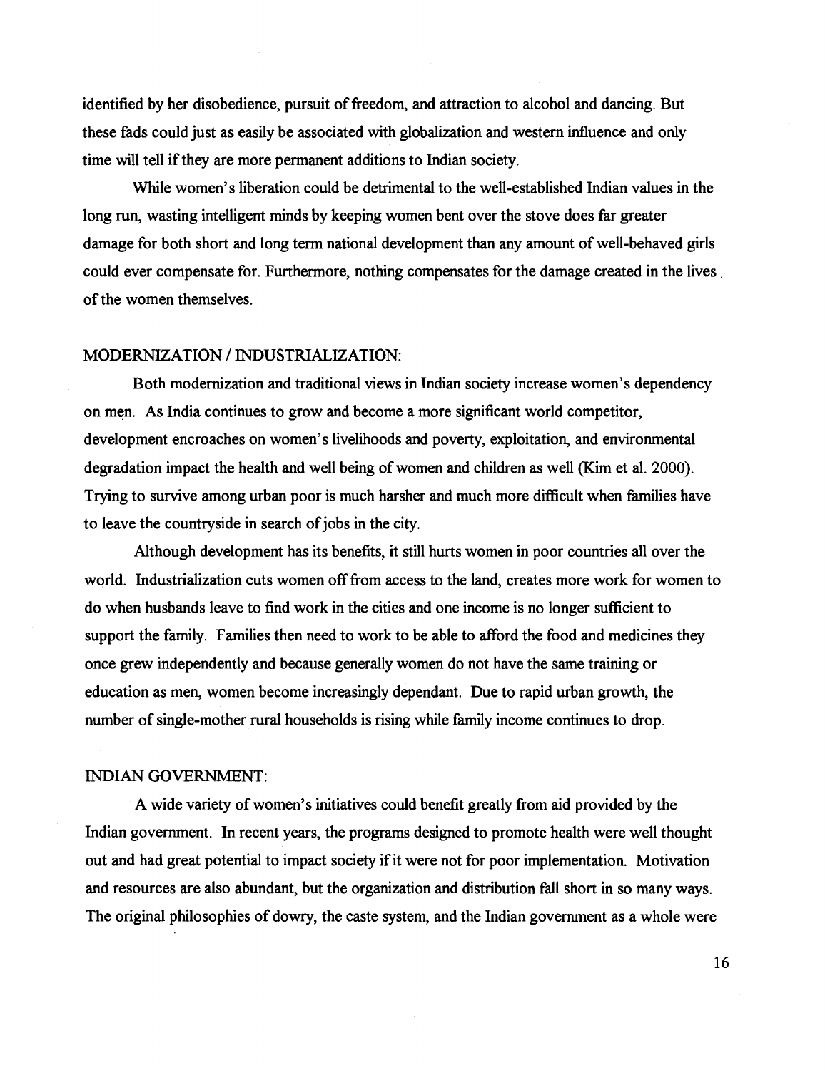identified by her disobedience, pursuit of freedom, and attraction to alcohol and dancing. But these fads could just as easily be associated with globalization and western influence and only time will tell if they are more permanent additions to Indian society.

While women's liberation could be detrimental to the well-established Indian values in the long run, wasting intelligent minds by keeping women bent over the stove does far greater damage for both short and long term national development than any amount of well-behaved girls could ever compensate for. Furthermore, nothing compensates for the damage created in the lives of the women themselves.

## MODERNIZATION / INDUSTRIALIZATION:

Both modernization and traditional views in Indian society increase women's dependency on men. As India continues to grow and become a more significant world competitor, development encroaches on women's livelihoods and poverty, exploitation, and environmental degradation impact the health and well being of women and children as well (Kim et al. 2000). Trying to survive among urban poor is much harsher and much more difficult when families have to leave the countryside in search of jobs in the city.

Although development has its benefits, it still hurts women in poor countries all over the world. Industrialization cuts women off from access to the land, creates more work for women to do when husbands leave to find work in the cities and one income is no longer sufficient to support the family. Families then need to work to be able to afford the food and medicines they once grew independently and because generally women do not have the same training or education as men, women become increasingly dependant. Due to rapid urban growth, the number of single-mother rural households is rising while family income continues to drop.

## INDIAN GOVERNMENT:

A wide variety of women's initiatives could benefit greatly from aid provided by the Indian government. In recent years, the programs designed to promote health were well thought out and had great potential to impact society if it were not for poor implementation. Motivation and resources are also abundant, but the organization and distribution fall short in so many ways. The original philosophies of dowry, the caste system, and the Indian government as a whole were